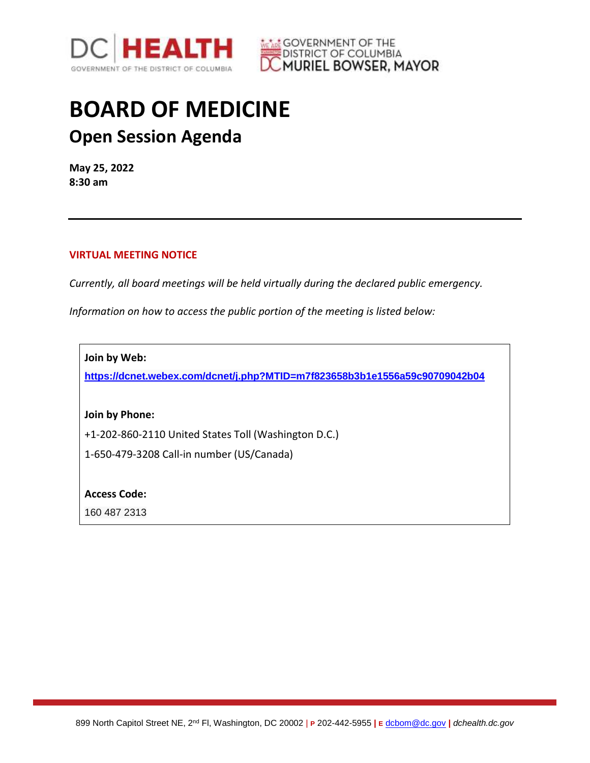DC HEALTH
GOVERNMENT OF THE DISTRICT OF COLUMBIA

GOVERNMENT OF THE DISTRICT OF COLUMBIA
MURIEL BOWSER, MAYOR

# BOARD OF MEDICINE

## Open Session Agenda

**May 25, 2022**
**8:30 am**

---

**VIRTUAL MEETING NOTICE**

*Currently, all board meetings will be held virtually during the declared public emergency.*

*Information on how to access the public portion of the meeting is listed below:*

**Join by Web:**

**https://dcnet.webex.com/dcnet/j.php?MTID=m7f823658b3b1e1556a59c90709042b04**

**Join by Phone:**

+1-202-860-2110 United States Toll (Washington D.C.)

1-650-479-3208 Call-in number (US/Canada)

**Access Code:**

160 487 2313

899 North Capitol Street NE, 2nd Fl, Washington, DC 20002 | P 202-442-5955 | E dcbom@dc.gov | *dchealth.dc.gov*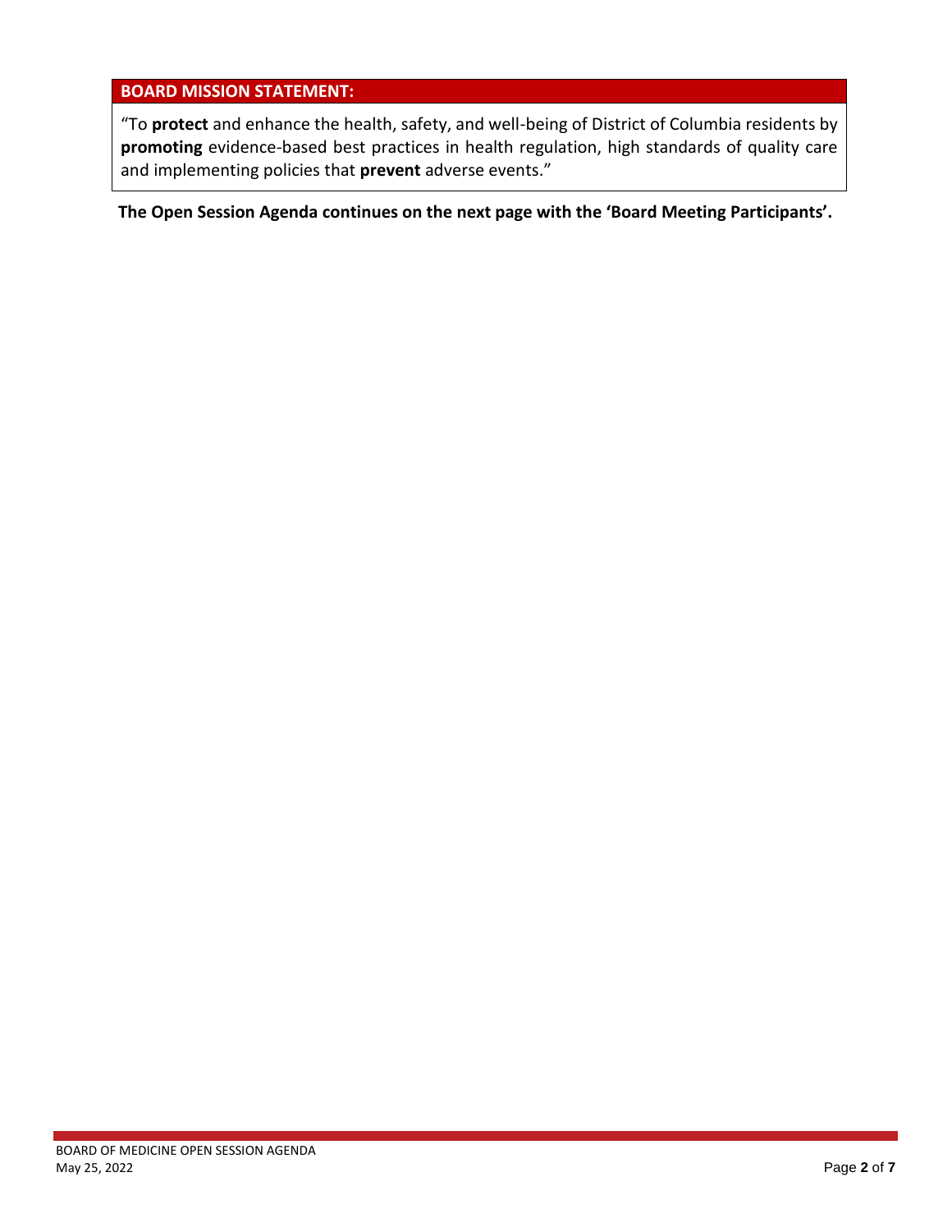## BOARD MISSION STATEMENT:

"To **protect** and enhance the health, safety, and well-being of District of Columbia residents by **promoting** evidence-based best practices in health regulation, high standards of quality care and implementing policies that **prevent** adverse events."

**The Open Session Agenda continues on the next page with the 'Board Meeting Participants'.**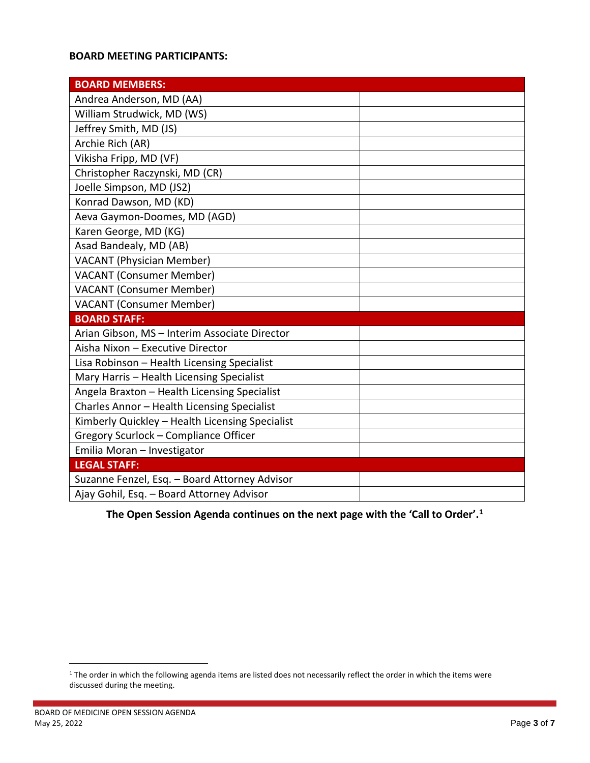**BOARD MEETING PARTICIPANTS:**

| BOARD MEMBERS: | |
|---|---|
| Andrea Anderson, MD (AA) | |
| William Strudwick, MD (WS) | |
| Jeffrey Smith, MD (JS) | |
| Archie Rich (AR) | |
| Vikisha Fripp, MD (VF) | |
| Christopher Raczynski, MD (CR) | |
| Joelle Simpson, MD (JS2) | |
| Konrad Dawson, MD (KD) | |
| Aeva Gaymon-Doomes, MD (AGD) | |
| Karen George, MD (KG) | |
| Asad Bandealy, MD (AB) | |
| VACANT (Physician Member) | |
| VACANT (Consumer Member) | |
| VACANT (Consumer Member) | |
| VACANT (Consumer Member) | |
| **BOARD STAFF:** | |
| Arian Gibson, MS – Interim Associate Director | |
| Aisha Nixon – Executive Director | |
| Lisa Robinson – Health Licensing Specialist | |
| Mary Harris – Health Licensing Specialist | |
| Angela Braxton – Health Licensing Specialist | |
| Charles Annor – Health Licensing Specialist | |
| Kimberly Quickley – Health Licensing Specialist | |
| Gregory Scurlock – Compliance Officer | |
| Emilia Moran – Investigator | |
| **LEGAL STAFF:** | |
| Suzanne Fenzel, Esq. – Board Attorney Advisor | |
| Ajay Gohil, Esq. – Board Attorney Advisor | |

**The Open Session Agenda continues on the next page with the 'Call to Order'.[1]**

[1] The order in which the following agenda items are listed does not necessarily reflect the order in which the items were discussed during the meeting.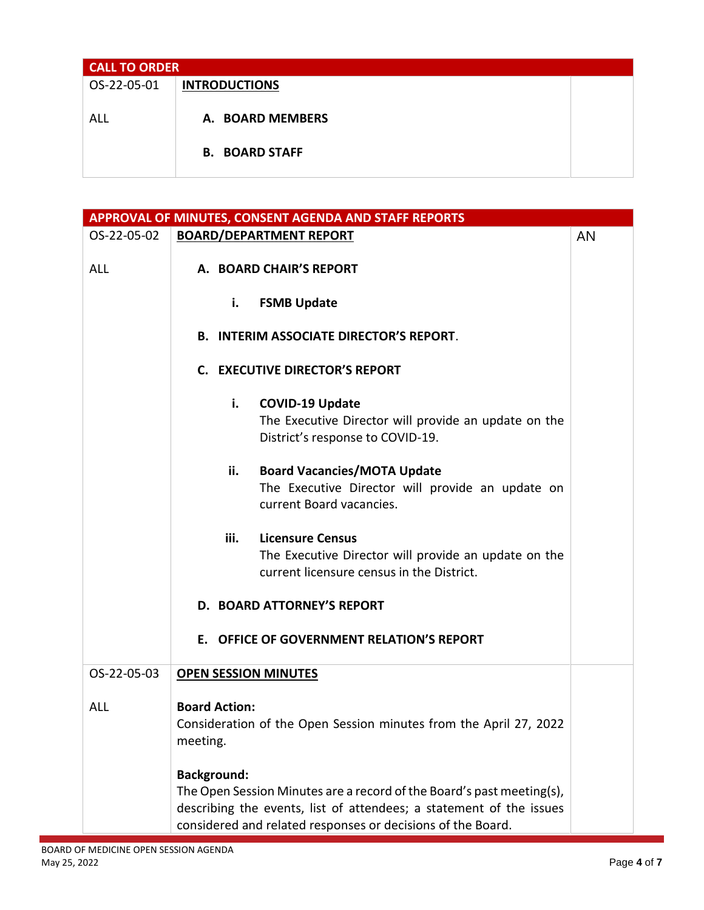| CALL TO ORDER | | |
|---|---|---|
| OS-22-05-01<br><br>ALL | **INTRODUCTIONS**<br><br>**A. BOARD MEMBERS**<br><br>**B. BOARD STAFF** | |

| APPROVAL OF MINUTES, CONSENT AGENDA AND STAFF REPORTS | | |
|---|---|---|
| OS-22-05-02<br><br>ALL | **BOARD/DEPARTMENT REPORT**<br><br>**A. BOARD CHAIR'S REPORT**<br><br>**i. FSMB Update**<br><br>**B. INTERIM ASSOCIATE DIRECTOR'S REPORT**.<br><br>**C. EXECUTIVE DIRECTOR'S REPORT**<br><br>**i. COVID-19 Update**<br>The Executive Director will provide an update on the District's response to COVID-19.<br><br>**ii. Board Vacancies/MOTA Update**<br>The Executive Director will provide an update on current Board vacancies.<br><br>**iii. Licensure Census**<br>The Executive Director will provide an update on the current licensure census in the District.<br><br>**D. BOARD ATTORNEY'S REPORT**<br><br>**E. OFFICE OF GOVERNMENT RELATION'S REPORT** | AN |
| OS-22-05-03<br><br>ALL | **OPEN SESSION MINUTES**<br><br>**Board Action:**<br>Consideration of the Open Session minutes from the April 27, 2022 meeting.<br><br>**Background:**<br>The Open Session Minutes are a record of the Board's past meeting(s), describing the events, list of attendees; a statement of the issues considered and related responses or decisions of the Board. | |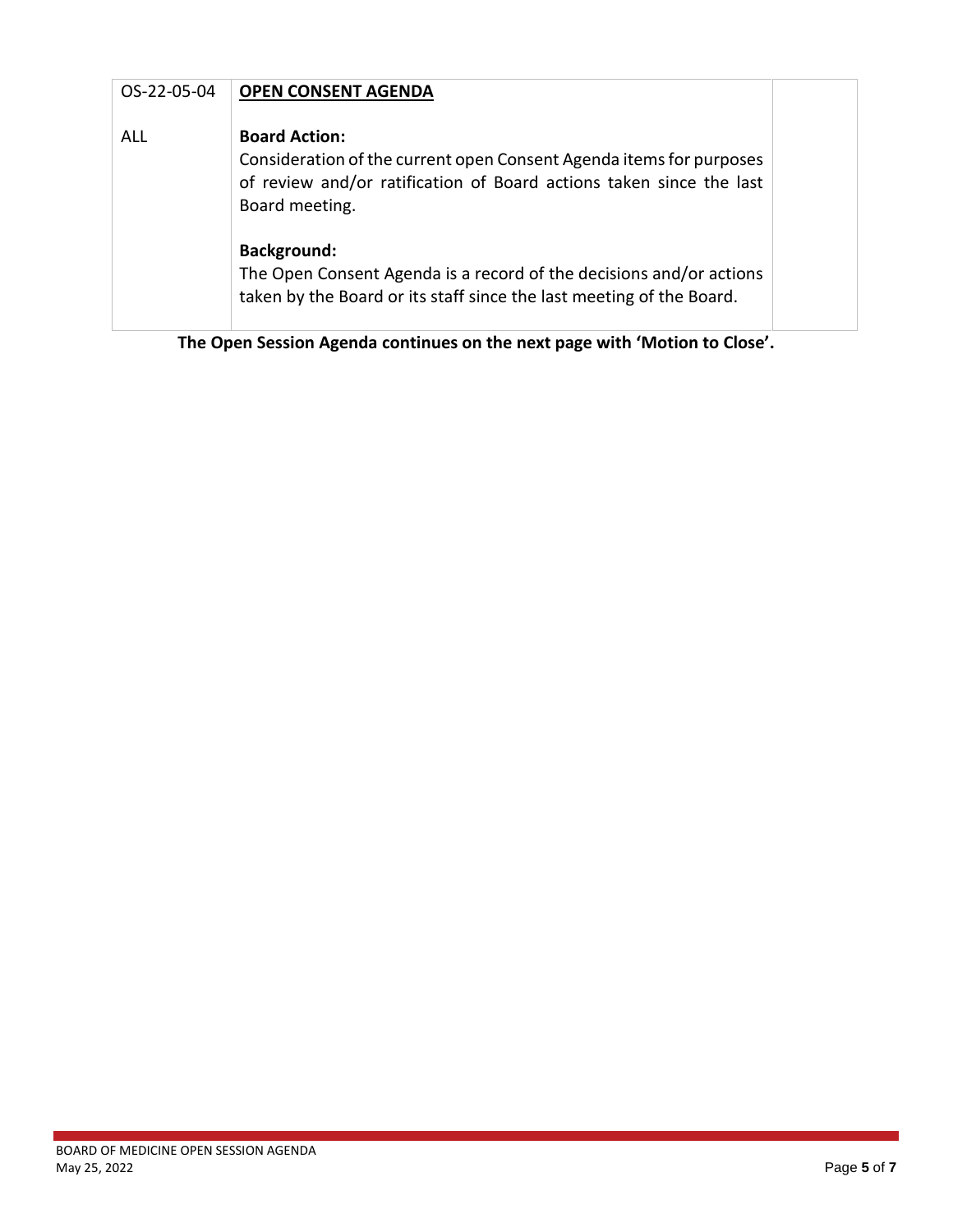| OS-22-05-04 | **OPEN CONSENT AGENDA** | |
|---|---|---|
| ALL | **Board Action:**<br>Consideration of the current open Consent Agenda items for purposes of review and/or ratification of Board actions taken since the last Board meeting.<br><br>**Background:**<br>The Open Consent Agenda is a record of the decisions and/or actions taken by the Board or its staff since the last meeting of the Board. | |

**The Open Session Agenda continues on the next page with 'Motion to Close'.**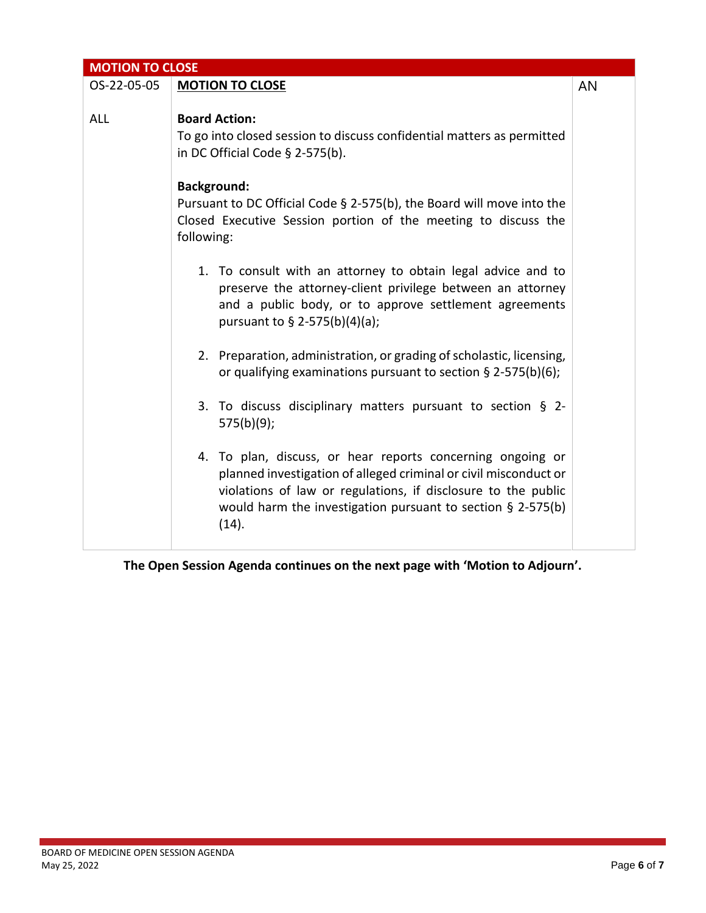| MOTION TO CLOSE | | |
|---|---|---|
| OS-22-05-05<br><br>ALL | **MOTION TO CLOSE**<br><br>**Board Action:**<br>To go into closed session to discuss confidential matters as permitted in DC Official Code § 2-575(b).<br><br>**Background:**<br>Pursuant to DC Official Code § 2-575(b), the Board will move into the Closed Executive Session portion of the meeting to discuss the following:<br><br>1. To consult with an attorney to obtain legal advice and to preserve the attorney-client privilege between an attorney and a public body, or to approve settlement agreements pursuant to § 2-575(b)(4)(a);<br><br>2. Preparation, administration, or grading of scholastic, licensing, or qualifying examinations pursuant to section § 2-575(b)(6);<br><br>3. To discuss disciplinary matters pursuant to section § 2-575(b)(9);<br><br>4. To plan, discuss, or hear reports concerning ongoing or planned investigation of alleged criminal or civil misconduct or violations of law or regulations, if disclosure to the public would harm the investigation pursuant to section § 2-575(b)(14). | AN |

**The Open Session Agenda continues on the next page with 'Motion to Adjourn'.**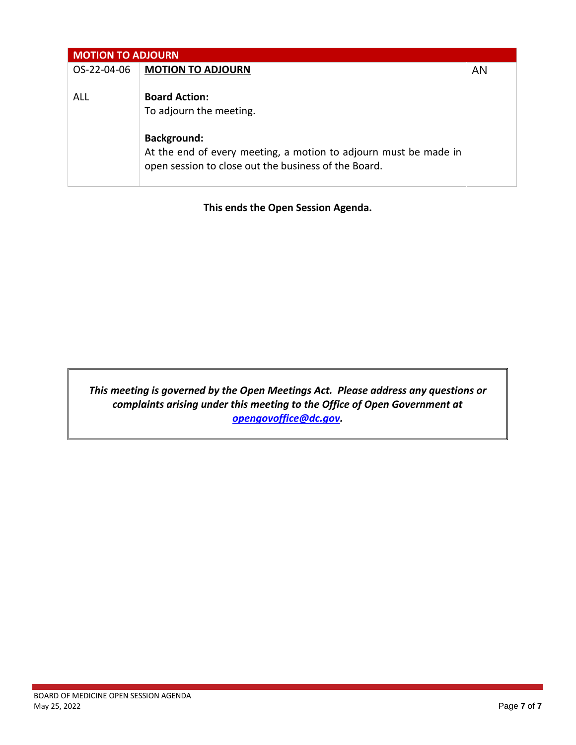| MOTION TO ADJOURN | | |
|---|---|---|
| OS-22-04-06<br><br>ALL | **MOTION TO ADJOURN**<br><br>**Board Action:**<br>To adjourn the meeting.<br><br>**Background:**<br>At the end of every meeting, a motion to adjourn must be made in open session to close out the business of the Board. | AN |

**This ends the Open Session Agenda.**

***This meeting is governed by the Open Meetings Act. Please address any questions or complaints arising under this meeting to the Office of Open Government at opengovoffice@dc.gov.***